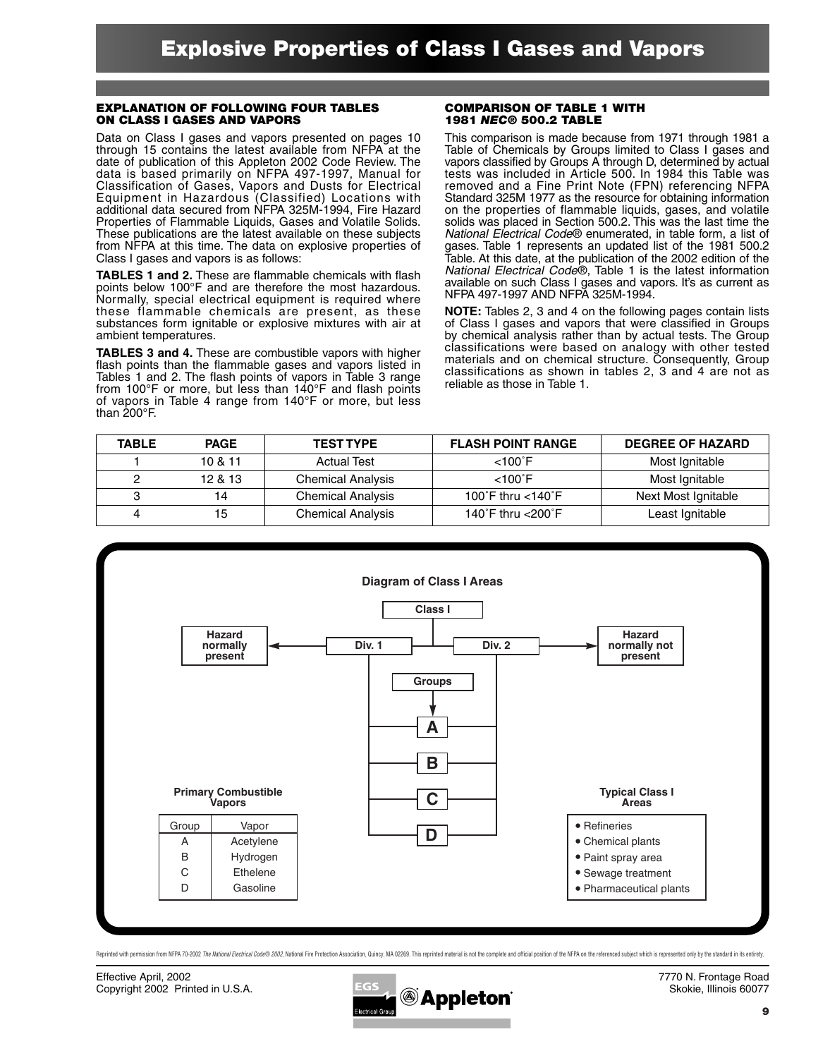# Explosive Properties of Class I Gases and Vapors

## EXPLANATION OF FOLLOWING FOUR TABLES ON CLASS I GASES AND VAPORS

Data on Class I gases and vapors presented on pages 10 through 15 contains the latest available from NFPA at the date of publication of this Appleton 2002 Code Review. The data is based primarily on NFPA 497-1997, Manual for Classification of Gases, Vapors and Dusts for Electrical Equipment in Hazardous (Classified) Locations with additional data secured from NFPA 325M-1994, Fire Hazard Properties of Flammable Liquids, Gases and Volatile Solids. These publications are the latest available on these subjects from NFPA at this time. The data on explosive properties of Class I gases and vapors is as follows:

**TABLES 1 and 2.** These are flammable chemicals with flash points below 100°F and are therefore the most hazardous. Normally, special electrical equipment is required where these flammable chemicals are present, as these substances form ignitable or explosive mixtures with air at ambient temperatures.

**TABLES 3 and 4.** These are combustible vapors with higher flash points than the flammable gases and vapors listed in Tables 1 and 2. The flash points of vapors in Table 3 range from 100°F or more, but less than 140°F and flash points of vapors in Table 4 range from 140°F or more, but less than 200°F.

## COMPARISON OF TABLE 1 WITH 1981 *NEC®* 500.2 TABLE

This comparison is made because from 1971 through 1981 a Table of Chemicals by Groups limited to Class I gases and vapors classified by Groups A through D, determined by actual tests was included in Article 500. In 1984 this Table was removed and a Fine Print Note (FPN) referencing NFPA Standard 325M 1977 as the resource for obtaining information on the properties of flammable liquids, gases, and volatile solids was placed in Section 500.2. This was the last time the *National Electrical Code®* enumerated, in table form, a list of gases. Table 1 represents an updated list of the 1981 500.2 Table. At this date, at the publication of the 2002 edition of the *National Electrical Code®*, Table 1 is the latest information available on such Class I gases and vapors. It's as current as NFPA 497-1997 AND NFPA 325M-1994.

**NOTE:** Tables 2, 3 and 4 on the following pages contain lists of Class I gases and vapors that were classified in Groups by chemical analysis rather than by actual tests. The Group classifications were based on analogy with other tested materials and on chemical structure. Consequently, Group classifications as shown in tables 2, 3 and 4 are not as reliable as those in Table 1.

| TABLE | PAGE | TEST TYPE | FLASH POINT RANGE | DEGREE OF HAZARD |
|---|---|---|---|---|
| 1 | 10 & 11 | Actual Test | <100˚F | Most Ignitable |
| 2 | 12 & 13 | Chemical Analysis | <100˚F | Most Ignitable |
| 3 | 14 | Chemical Analysis | 100˚F thru <140˚F | Next Most Ignitable |
| 4 | 15 | Chemical Analysis | 140˚F thru <200˚F | Least Ignitable |

### Diagram of Class I Areas

Class I
- Div. 1 → Hazard normally present
- Div. 2 → Hazard normally not present

Groups: A, B, C, D

**Primary Combustible Vapors**

| Group | Vapor |
|---|---|
| A | Acetylene |
| B | Hydrogen |
| C | Ethelene |
| D | Gasoline |

**Typical Class I Areas**

- Refineries
- Chemical plants
- Paint spray area
- Sewage treatment
- Pharmaceutical plants

Reprinted with permission from NFPA 70-2002 *The National Electrical Code® 2002*, National Fire Protection Association, Quincy, MA 02269. This reprinted material is not the complete and official position of the NFPA on the referenced subject which is represented only by the standard in its entirety.

Effective April, 2002
Copyright 2002 Printed in U.S.A.

7770 N. Frontage Road
Skokie, Illinois 60077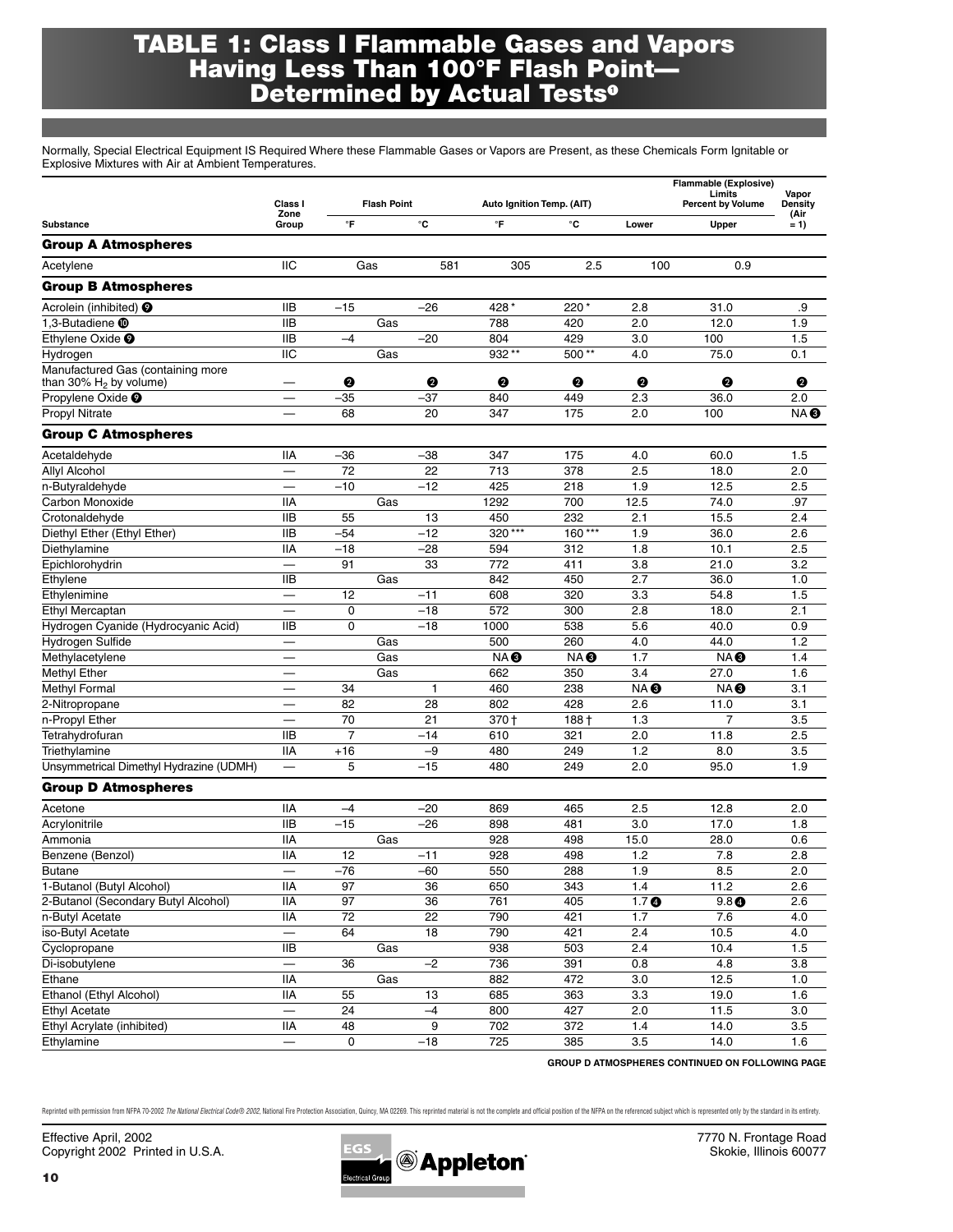# TABLE 1: Class I Flammable Gases and Vapors Having Less Than 100°F Flash Point— Determined by Actual Tests[1]

Normally, Special Electrical Equipment IS Required Where these Flammable Gases or Vapors are Present, as these Chemicals Form Ignitable or Explosive Mixtures with Air at Ambient Temperatures.

| Substance | Class I Zone Group | Flash Point | | Auto Ignition Temp. (AIT) | | Flammable (Explosive) Limits Percent by Volume | | Vapor Density (Air = 1) |
|---|---|---|---|---|---|---|---|---|
| | | °F | °C | °F | °C | Lower | Upper | |
| **Group A Atmospheres** | | | | | | | | |
| Acetylene | IIC | Gas | | 581 | 305 | 2.5 | 100 | 0.9 |
| **Group B Atmospheres** | | | | | | | | |
| Acrolein (inhibited) ❾ | IIB | –15 | –26 | 428 * | 220 * | 2.8 | 31.0 | .9 |
| 1,3-Butadiene ❿ | IIB | Gas | | 788 | 420 | 2.0 | 12.0 | 1.9 |
| Ethylene Oxide ❾ | IIB | –4 | –20 | 804 | 429 | 3.0 | 100 | 1.5 |
| Hydrogen | IIC | Gas | | 932 ** | 500 ** | 4.0 | 75.0 | 0.1 |
| Manufactured Gas (containing more than 30% $H_2$ by volume) | — | ❷ | ❷ | ❷ | ❷ | ❷ | ❷ | ❷ |
| Propylene Oxide ❾ | — | –35 | –37 | 840 | 449 | 2.3 | 36.0 | 2.0 |
| Propyl Nitrate | — | 68 | 20 | 347 | 175 | 2.0 | 100 | NA ❸ |
| **Group C Atmospheres** | | | | | | | | |
| Acetaldehyde | IIA | –36 | –38 | 347 | 175 | 4.0 | 60.0 | 1.5 |
| Allyl Alcohol | — | 72 | 22 | 713 | 378 | 2.5 | 18.0 | 2.0 |
| n-Butyraldehyde | — | –10 | –12 | 425 | 218 | 1.9 | 12.5 | 2.5 |
| Carbon Monoxide | IIA | Gas | | 1292 | 700 | 12.5 | 74.0 | .97 |
| Crotonaldehyde | IIB | 55 | 13 | 450 | 232 | 2.1 | 15.5 | 2.4 |
| Diethyl Ether (Ethyl Ether) | IIB | –54 | –12 | 320 *** | 160 *** | 1.9 | 36.0 | 2.6 |
| Diethylamine | IIA | –18 | –28 | 594 | 312 | 1.8 | 10.1 | 2.5 |
| Epichlorohydrin | — | 91 | 33 | 772 | 411 | 3.8 | 21.0 | 3.2 |
| Ethylene | IIB | Gas | | 842 | 450 | 2.7 | 36.0 | 1.0 |
| Ethylenimine | — | 12 | –11 | 608 | 320 | 3.3 | 54.8 | 1.5 |
| Ethyl Mercaptan | — | 0 | –18 | 572 | 300 | 2.8 | 18.0 | 2.1 |
| Hydrogen Cyanide (Hydrocyanic Acid) | IIB | 0 | –18 | 1000 | 538 | 5.6 | 40.0 | 0.9 |
| Hydrogen Sulfide | — | Gas | | 500 | 260 | 4.0 | 44.0 | 1.2 |
| Methylacetylene | — | Gas | | NA ❸ | NA ❸ | 1.7 | NA ❸ | 1.4 |
| Methyl Ether | — | Gas | | 662 | 350 | 3.4 | 27.0 | 1.6 |
| Methyl Formal | — | 34 | 1 | 460 | 238 | NA ❸ | NA ❸ | 3.1 |
| 2-Nitropropane | — | 82 | 28 | 802 | 428 | 2.6 | 11.0 | 3.1 |
| n-Propyl Ether | — | 70 | 21 | 370 † | 188 † | 1.3 | 7 | 3.5 |
| Tetrahydrofuran | IIB | 7 | –14 | 610 | 321 | 2.0 | 11.8 | 2.5 |
| Triethylamine | IIA | +16 | –9 | 480 | 249 | 1.2 | 8.0 | 3.5 |
| Unsymmetrical Dimethyl Hydrazine (UDMH) | — | 5 | –15 | 480 | 249 | 2.0 | 95.0 | 1.9 |
| **Group D Atmospheres** | | | | | | | | |
| Acetone | IIA | –4 | –20 | 869 | 465 | 2.5 | 12.8 | 2.0 |
| Acrylonitrile | IIB | –15 | –26 | 898 | 481 | 3.0 | 17.0 | 1.8 |
| Ammonia | IIA | Gas | | 928 | 498 | 15.0 | 28.0 | 0.6 |
| Benzene (Benzol) | IIA | 12 | –11 | 928 | 498 | 1.2 | 7.8 | 2.8 |
| Butane | — | –76 | –60 | 550 | 288 | 1.9 | 8.5 | 2.0 |
| 1-Butanol (Butyl Alcohol) | IIA | 97 | 36 | 650 | 343 | 1.4 | 11.2 | 2.6 |
| 2-Butanol (Secondary Butyl Alcohol) | IIA | 97 | 36 | 761 | 405 | 1.7 ❹ | 9.8 ❹ | 2.6 |
| n-Butyl Acetate | IIA | 72 | 22 | 790 | 421 | 1.7 | 7.6 | 4.0 |
| iso-Butyl Acetate | — | 64 | 18 | 790 | 421 | 2.4 | 10.5 | 4.0 |
| Cyclopropane | IIB | Gas | | 938 | 503 | 2.4 | 10.4 | 1.5 |
| Di-isobutylene | — | 36 | –2 | 736 | 391 | 0.8 | 4.8 | 3.8 |
| Ethane | IIA | Gas | | 882 | 472 | 3.0 | 12.5 | 1.0 |
| Ethanol (Ethyl Alcohol) | IIA | 55 | 13 | 685 | 363 | 3.3 | 19.0 | 1.6 |
| Ethyl Acetate | — | 24 | –4 | 800 | 427 | 2.0 | 11.5 | 3.0 |
| Ethyl Acrylate (inhibited) | IIA | 48 | 9 | 702 | 372 | 1.4 | 14.0 | 3.5 |
| Ethylamine | — | 0 | –18 | 725 | 385 | 3.5 | 14.0 | 1.6 |

**GROUP D ATMOSPHERES CONTINUED ON FOLLOWING PAGE**

Reprinted with permission from NFPA 70-2002 *The National Electrical Code® 2002*, National Fire Protection Association, Quincy, MA 02269. This reprinted material is not the complete and official position of the NFPA on the referenced subject which is represented only by the standard in its entirety.

Effective April, 2002
Copyright 2002 Printed in U.S.A.

7770 N. Frontage Road
Skokie, Illinois 60077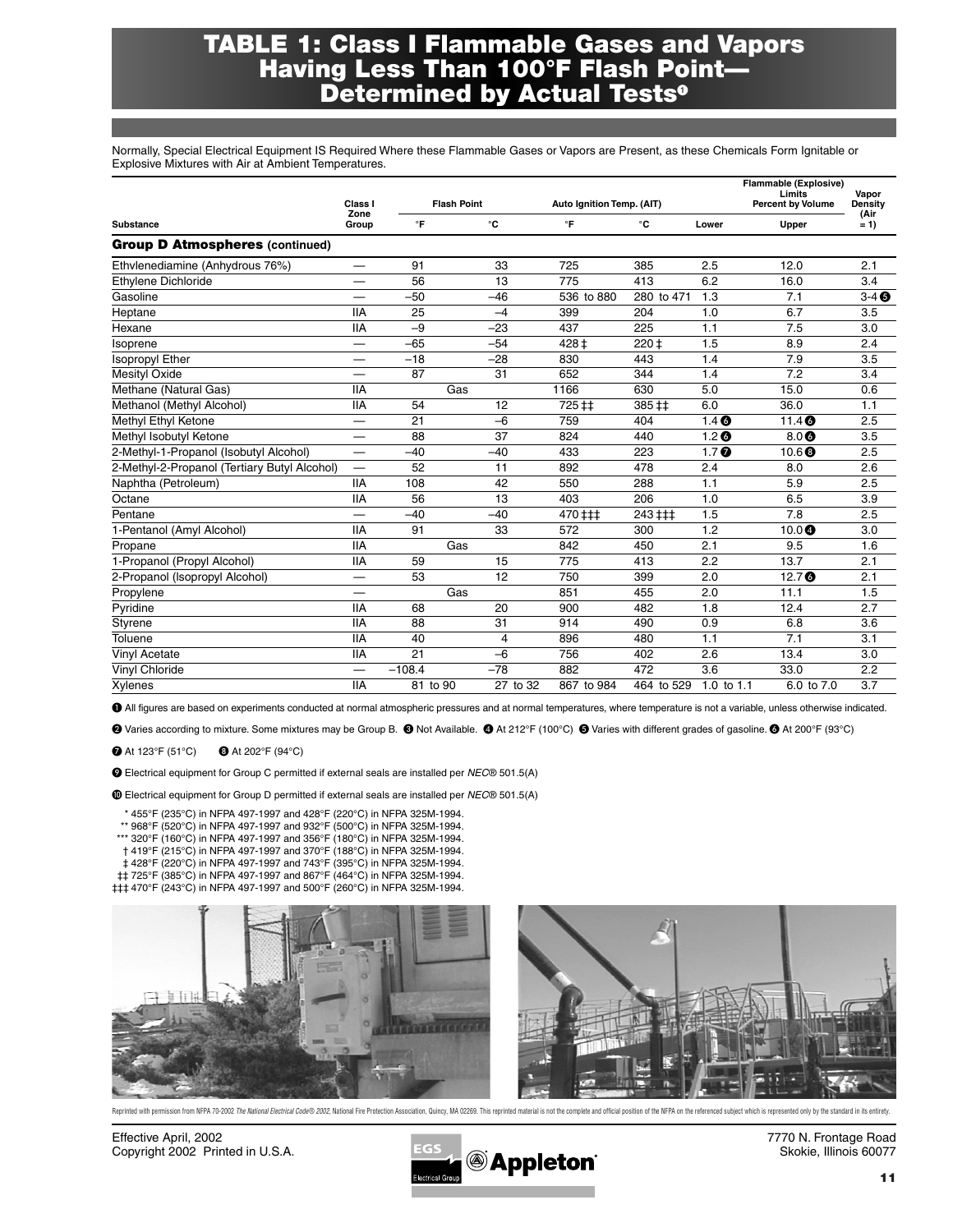# TABLE 1: Class I Flammable Gases and Vapors Having Less Than 100°F Flash Point—Determined by Actual Tests[1]

Normally, Special Electrical Equipment IS Required Where these Flammable Gases or Vapors are Present, as these Chemicals Form Ignitable or Explosive Mixtures with Air at Ambient Temperatures.

| Substance | Class I Zone Group | Flash Point | | Auto Ignition Temp. (AIT) | | Flammable (Explosive) Limits Percent by Volume | | Vapor Density (Air = 1) |
|---|---|---|---|---|---|---|---|---|
| | | °F | °C | °F | °C | Lower | Upper | |
| **Group D Atmospheres (continued)** | | | | | | | | |
| Ethylenediamine (Anhydrous 76%) | — | 91 | 33 | 725 | 385 | 2.5 | 12.0 | 2.1 |
| Ethylene Dichloride | — | 56 | 13 | 775 | 413 | 6.2 | 16.0 | 3.4 |
| Gasoline | — | –50 | –46 | 536 to 880 | 280 to 471 | 1.3 | 7.1 | 3-4 [5] |
| Heptane | IIA | 25 | –4 | 399 | 204 | 1.0 | 6.7 | 3.5 |
| Hexane | IIA | –9 | –23 | 437 | 225 | 1.1 | 7.5 | 3.0 |
| Isoprene | — | –65 | –54 | 428 ‡ | 220 ‡ | 1.5 | 8.9 | 2.4 |
| Isopropyl Ether | — | –18 | –28 | 830 | 443 | 1.4 | 7.9 | 3.5 |
| Mesityl Oxide | — | 87 | 31 | 652 | 344 | 1.4 | 7.2 | 3.4 |
| Methane (Natural Gas) | IIA | Gas | | 1166 | 630 | 5.0 | 15.0 | 0.6 |
| Methanol (Methyl Alcohol) | IIA | 54 | 12 | 725 ‡‡ | 385 ‡‡ | 6.0 | 36.0 | 1.1 |
| Methyl Ethyl Ketone | — | 21 | –6 | 759 | 404 | 1.4 [6] | 11.4 [6] | 2.5 |
| Methyl Isobutyl Ketone | — | 88 | 37 | 824 | 440 | 1.2 [6] | 8.0 [6] | 3.5 |
| 2-Methyl-1-Propanol (Isobutyl Alcohol) | — | –40 | –40 | 433 | 223 | 1.7 [7] | 10.6 [8] | 2.5 |
| 2-Methyl-2-Propanol (Tertiary Butyl Alcohol) | — | 52 | 11 | 892 | 478 | 2.4 | 8.0 | 2.6 |
| Naphtha (Petroleum) | IIA | 108 | 42 | 550 | 288 | 1.1 | 5.9 | 2.5 |
| Octane | IIA | 56 | 13 | 403 | 206 | 1.0 | 6.5 | 3.9 |
| Pentane | — | –40 | –40 | 470 ‡‡‡ | 243 ‡‡‡ | 1.5 | 7.8 | 2.5 |
| 1-Pentanol (Amyl Alcohol) | IIA | 91 | 33 | 572 | 300 | 1.2 | 10.0 [4] | 3.0 |
| Propane | IIA | Gas | | 842 | 450 | 2.1 | 9.5 | 1.6 |
| 1-Propanol (Propyl Alcohol) | IIA | 59 | 15 | 775 | 413 | 2.2 | 13.7 | 2.1 |
| 2-Propanol (Isopropyl Alcohol) | — | 53 | 12 | 750 | 399 | 2.0 | 12.7 [6] | 2.1 |
| Propylene | — | Gas | | 851 | 455 | 2.0 | 11.1 | 1.5 |
| Pyridine | IIA | 68 | 20 | 900 | 482 | 1.8 | 12.4 | 2.7 |
| Styrene | IIA | 88 | 31 | 914 | 490 | 0.9 | 6.8 | 3.6 |
| Toluene | IIA | 40 | 4 | 896 | 480 | 1.1 | 7.1 | 3.1 |
| Vinyl Acetate | IIA | 21 | –6 | 756 | 402 | 2.6 | 13.4 | 3.0 |
| Vinyl Chloride | — | –108.4 | –78 | 882 | 472 | 3.6 | 33.0 | 2.2 |
| Xylenes | IIA | 81 to 90 | 27 to 32 | 867 to 984 | 464 to 529 | 1.0 to 1.1 | 6.0 to 7.0 | 3.7 |

[1] All figures are based on experiments conducted at normal atmospheric pressures and at normal temperatures, where temperature is not a variable, unless otherwise indicated.

[2] Varies according to mixture. Some mixtures may be Group B. [3] Not Available. [4] At 212°F (100°C) [5] Varies with different grades of gasoline. [6] At 200°F (93°C)

[7] At 123°F (51°C) [8] At 202°F (94°C)

[9] Electrical equipment for Group C permitted if external seals are installed per *NEC*® 501.5(A)

[10] Electrical equipment for Group D permitted if external seals are installed per *NEC*® 501.5(A)

\* 455°F (235°C) in NFPA 497-1997 and 428°F (220°C) in NFPA 325M-1994.
\*\* 968°F (520°C) in NFPA 497-1997 and 932°F (500°C) in NFPA 325M-1994.
\*\*\* 320°F (160°C) in NFPA 497-1997 and 356°F (180°C) in NFPA 325M-1994.
† 419°F (215°C) in NFPA 497-1997 and 370°F (188°C) in NFPA 325M-1994.
‡ 428°F (220°C) in NFPA 497-1997 and 743°F (395°C) in NFPA 325M-1994.
‡‡ 725°F (385°C) in NFPA 497-1997 and 867°F (464°C) in NFPA 325M-1994.
‡‡‡ 470°F (243°C) in NFPA 497-1997 and 500°F (260°C) in NFPA 325M-1994.

Reprinted with permission from NFPA 70-2002 *The National Electrical Code® 2002*, National Fire Protection Association, Quincy, MA 02269. This reprinted material is not the complete and official position of the NFPA on the referenced subject which is represented only by the standard in its entirety.

Effective April, 2002
Copyright 2002 Printed in U.S.A.

EGS Electrical Group — Appleton

7770 N. Frontage Road
Skokie, Illinois 60077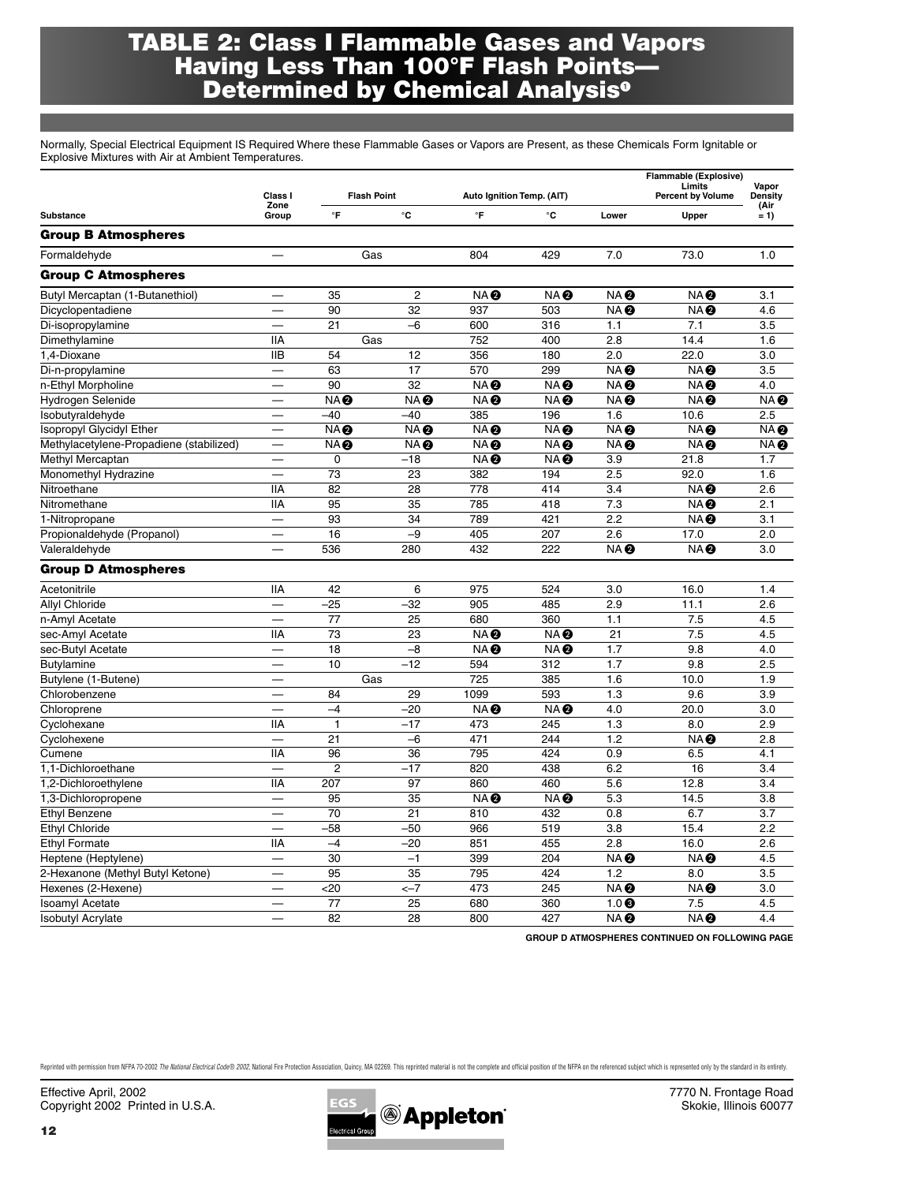# TABLE 2: Class I Flammable Gases and Vapors Having Less Than 100°F Flash Points—Determined by Chemical Analysis[1]

Normally, Special Electrical Equipment IS Required Where these Flammable Gases or Vapors are Present, as these Chemicals Form Ignitable or Explosive Mixtures with Air at Ambient Temperatures.

| Substance | Class I Zone Group | Flash Point | | Auto Ignition Temp. (AIT) | | Flammable (Explosive) Limits Percent by Volume | | Vapor Density (Air = 1) |
|---|---|---|---|---|---|---|---|---|
| | | °F | °C | °F | °C | Lower | Upper | |
| **Group B Atmospheres** | | | | | | | | |
| Formaldehyde | — | Gas | | 804 | 429 | 7.0 | 73.0 | 1.0 |
| **Group C Atmospheres** | | | | | | | | |
| Butyl Mercaptan (1-Butanethiol) | — | 35 | 2 | NA[2] | NA[2] | NA[2] | NA[2] | 3.1 |
| Dicyclopentadiene | — | 90 | 32 | 937 | 503 | NA[2] | NA[2] | 4.6 |
| Di-isopropylamine | — | 21 | –6 | 600 | 316 | 1.1 | 7.1 | 3.5 |
| Dimethylamine | IIA | Gas | | 752 | 400 | 2.8 | 14.4 | 1.6 |
| 1,4-Dioxane | IIB | 54 | 12 | 356 | 180 | 2.0 | 22.0 | 3.0 |
| Di-n-propylamine | — | 63 | 17 | 570 | 299 | NA[2] | NA[2] | 3.5 |
| n-Ethyl Morpholine | — | 90 | 32 | NA[2] | NA[2] | NA[2] | NA[2] | 4.0 |
| Hydrogen Selenide | — | NA[2] | NA[2] | NA[2] | NA[2] | NA[2] | NA[2] | NA[2] |
| Isobutyraldehyde | — | –40 | –40 | 385 | 196 | 1.6 | 10.6 | 2.5 |
| Isopropyl Glycidyl Ether | — | NA[2] | NA[2] | NA[2] | NA[2] | NA[2] | NA[2] | NA[2] |
| Methylacetylene-Propadiene (stabilized) | — | NA[2] | NA[2] | NA[2] | NA[2] | NA[2] | NA[2] | NA[2] |
| Methyl Mercaptan | — | 0 | –18 | NA[2] | NA[2] | 3.9 | 21.8 | 1.7 |
| Monomethyl Hydrazine | — | 73 | 23 | 382 | 194 | 2.5 | 92.0 | 1.6 |
| Nitroethane | IIA | 82 | 28 | 778 | 414 | 3.4 | NA[2] | 2.6 |
| Nitromethane | IIA | 95 | 35 | 785 | 418 | 7.3 | NA[2] | 2.1 |
| 1-Nitropropane | — | 93 | 34 | 789 | 421 | 2.2 | NA[2] | 3.1 |
| Propionaldehyde (Propanol) | — | 16 | –9 | 405 | 207 | 2.6 | 17.0 | 2.0 |
| Valeraldehyde | — | 536 | 280 | 432 | 222 | NA[2] | NA[2] | 3.0 |
| **Group D Atmospheres** | | | | | | | | |
| Acetonitrile | IIA | 42 | 6 | 975 | 524 | 3.0 | 16.0 | 1.4 |
| Allyl Chloride | — | –25 | –32 | 905 | 485 | 2.9 | 11.1 | 2.6 |
| n-Amyl Acetate | — | 77 | 25 | 680 | 360 | 1.1 | 7.5 | 4.5 |
| sec-Amyl Acetate | IIA | 73 | 23 | NA[2] | NA[2] | 21 | 7.5 | 4.5 |
| sec-Butyl Acetate | — | 18 | –8 | NA[2] | NA[2] | 1.7 | 9.8 | 4.0 |
| Butylamine | — | 10 | –12 | 594 | 312 | 1.7 | 9.8 | 2.5 |
| Butylene (1-Butene) | — | Gas | | 725 | 385 | 1.6 | 10.0 | 1.9 |
| Chlorobenzene | — | 84 | 29 | 1099 | 593 | 1.3 | 9.6 | 3.9 |
| Chloroprene | — | –4 | –20 | NA[2] | NA[2] | 4.0 | 20.0 | 3.0 |
| Cyclohexane | IIA | 1 | –17 | 473 | 245 | 1.3 | 8.0 | 2.9 |
| Cyclohexene | — | 21 | –6 | 471 | 244 | 1.2 | NA[2] | 2.8 |
| Cumene | IIA | 96 | 36 | 795 | 424 | 0.9 | 6.5 | 4.1 |
| 1,1-Dichloroethane | — | 2 | –17 | 820 | 438 | 6.2 | 16 | 3.4 |
| 1,2-Dichloroethylene | IIA | 207 | 97 | 860 | 460 | 5.6 | 12.8 | 3.4 |
| 1,3-Dichloropropene | — | 95 | 35 | NA[2] | NA[2] | 5.3 | 14.5 | 3.8 |
| Ethyl Benzene | — | 70 | 21 | 810 | 432 | 0.8 | 6.7 | 3.7 |
| Ethyl Chloride | — | –58 | –50 | 966 | 519 | 3.8 | 15.4 | 2.2 |
| Ethyl Formate | IIA | –4 | –20 | 851 | 455 | 2.8 | 16.0 | 2.6 |
| Heptene (Heptylene) | — | 30 | –1 | 399 | 204 | NA[2] | NA[2] | 4.5 |
| 2-Hexanone (Methyl Butyl Ketone) | — | 95 | 35 | 795 | 424 | 1.2 | 8.0 | 3.5 |
| Hexenes (2-Hexene) | — | <20 | <–7 | 473 | 245 | NA[2] | NA[2] | 3.0 |
| Isoamyl Acetate | — | 77 | 25 | 680 | 360 | 1.0[3] | 7.5 | 4.5 |
| Isobutyl Acrylate | — | 82 | 28 | 800 | 427 | NA[2] | NA[2] | 4.4 |

**GROUP D ATMOSPHERES CONTINUED ON FOLLOWING PAGE**

Reprinted with permission from NFPA 70-2002 *The National Electrical Code® 2002*, National Fire Protection Association, Quincy, MA 02269. This reprinted material is not the complete and official position of the NFPA on the referenced subject which is represented only by the standard in its entirety.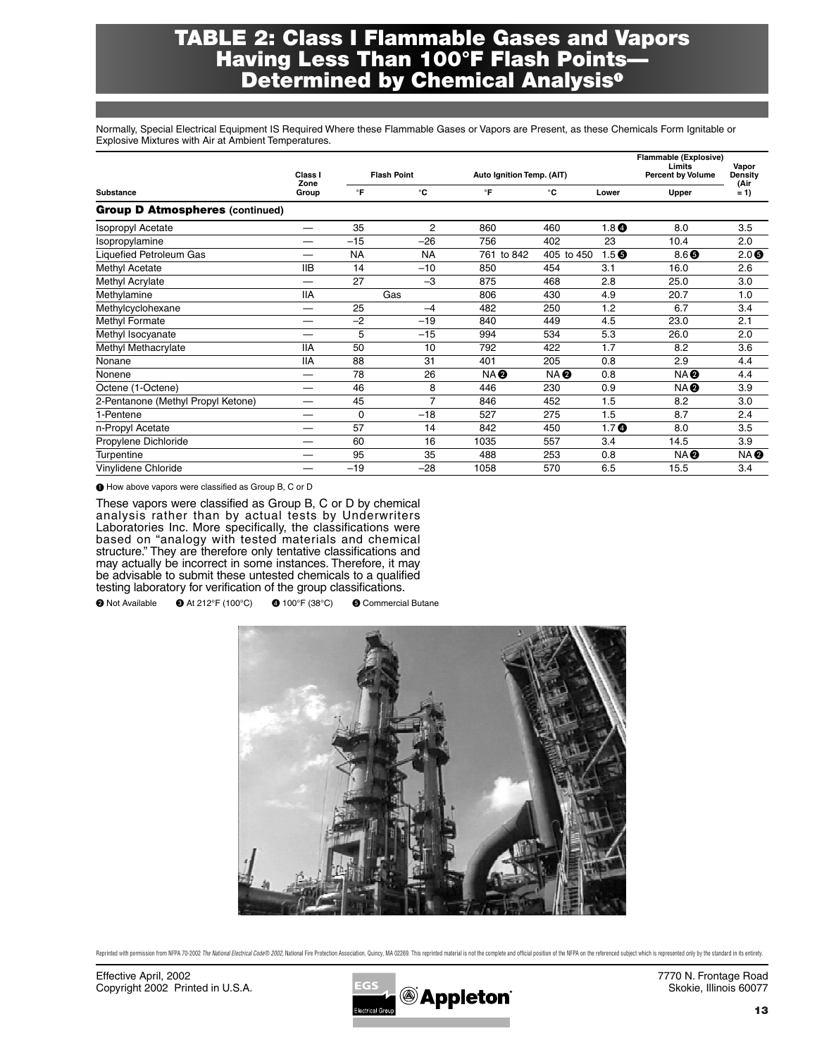# TABLE 2: Class I Flammable Gases and Vapors Having Less Than 100°F Flash Points—Determined by Chemical Analysis❶

Normally, Special Electrical Equipment IS Required Where these Flammable Gases or Vapors are Present, as these Chemicals Form Ignitable or Explosive Mixtures with Air at Ambient Temperatures.

| Substance | Class I Zone Group | Flash Point | | Auto Ignition Temp. (AIT) | | Flammable (Explosive) Limits Percent by Volume | | Vapor Density (Air = 1) |
|---|---|---|---|---|---|---|---|---|
| | | °F | °C | °F | °C | Lower | Upper | |
| **Group D Atmospheres (continued)** | | | | | | | | |
| Isopropyl Acetate | — | 35 | 2 | 860 | 460 | 1.8❹ | 8.0 | 3.5 |
| Isopropylamine | — | −15 | −26 | 756 | 402 | 23 | 10.4 | 2.0 |
| Liquefied Petroleum Gas | — | NA | NA | 761 to 842 | 405 to 450 | 1.5❺ | 8.6❺ | 2.0❺ |
| Methyl Acetate | IIB | 14 | −10 | 850 | 454 | 3.1 | 16.0 | 2.6 |
| Methyl Acrylate | — | 27 | −3 | 875 | 468 | 2.8 | 25.0 | 3.0 |
| Methylamine | IIA | Gas | | 806 | 430 | 4.9 | 20.7 | 1.0 |
| Methylcyclohexane | — | 25 | −4 | 482 | 250 | 1.2 | 6.7 | 3.4 |
| Methyl Formate | — | −2 | −19 | 840 | 449 | 4.5 | 23.0 | 2.1 |
| Methyl Isocyanate | — | 5 | −15 | 994 | 534 | 5.3 | 26.0 | 2.0 |
| Methyl Methacrylate | IIA | 50 | 10 | 792 | 422 | 1.7 | 8.2 | 3.6 |
| Nonane | IIA | 88 | 31 | 401 | 205 | 0.8 | 2.9 | 4.4 |
| Nonene | — | 78 | 26 | NA❷ | NA❷ | 0.8 | NA❷ | 4.4 |
| Octene (1-Octene) | — | 46 | 8 | 446 | 230 | 0.9 | NA❷ | 3.9 |
| 2-Pentanone (Methyl Propyl Ketone) | — | 45 | 7 | 846 | 452 | 1.5 | 8.2 | 3.0 |
| 1-Pentene | — | 0 | −18 | 527 | 275 | 1.5 | 8.7 | 2.4 |
| n-Propyl Acetate | — | 57 | 14 | 842 | 450 | 1.7❹ | 8.0 | 3.5 |
| Propylene Dichloride | — | 60 | 16 | 1035 | 557 | 3.4 | 14.5 | 3.9 |
| Turpentine | — | 95 | 35 | 488 | 253 | 0.8 | NA❷ | NA❷ |
| Vinylidene Chloride | — | −19 | −28 | 1058 | 570 | 6.5 | 15.5 | 3.4 |

❶ How above vapors were classified as Group B, C or D

These vapors were classified as Group B, C or D by chemical analysis rather than by actual tests by Underwriters Laboratories Inc. More specifically, the classifications were based on "analogy with tested materials and chemical structure." They are therefore only tentative classifications and may actually be incorrect in some instances. Therefore, it may be advisable to submit these untested chemicals to a qualified testing laboratory for verification of the group classifications.

❷ Not Available ❸ At 212°F (100°C) ❹ 100°F (38°C) ❺ Commercial Butane

Reprinted with permission from NFPA 70-2002 *The National Electrical Code® 2002*, National Fire Protection Association, Quincy, MA 02269. This reprinted material is not the complete and official position of the NFPA on the referenced subject which is represented only by the standard in its entirety.

Effective April, 2002
Copyright 2002 Printed in U.S.A.

7770 N. Frontage Road
Skokie, Illinois 60077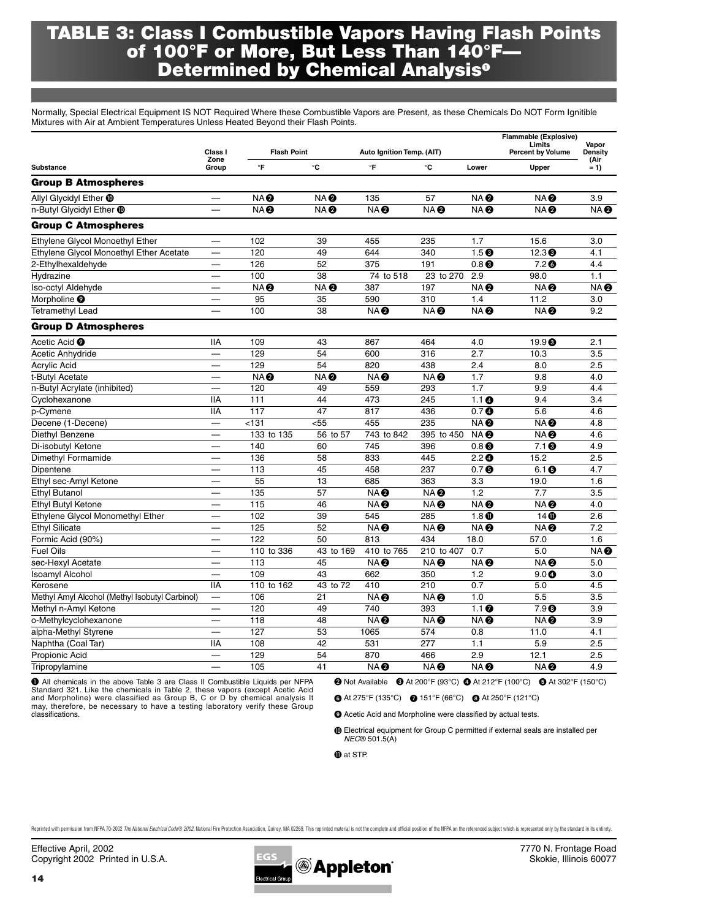# TABLE 3: Class I Combustible Vapors Having Flash Points of 100°F or More, But Less Than 140°F—Determined by Chemical Analysis[1]

Normally, Special Electrical Equipment IS NOT Required Where these Combustible Vapors are Present, as these Chemicals Do NOT Form Ignitible Mixtures with Air at Ambient Temperatures Unless Heated Beyond their Flash Points.

| Substance | Class I Zone Group | Flash Point | | Auto Ignition Temp. (AIT) | | Flammable (Explosive) Limits Percent by Volume | | Vapor Density (Air = 1) |
|---|---|---|---|---|---|---|---|---|
| | | °F | °C | °F | °C | Lower | Upper | |
| **Group B Atmospheres** | | | | | | | | |
| Allyl Glycidyl Ether [10] | — | NA [2] | NA [2] | 135 | 57 | NA [2] | NA [2] | 3.9 |
| n-Butyl Glycidyl Ether [10] | — | NA [2] | NA [2] | NA [2] | NA [2] | NA [2] | NA [2] | NA [2] |
| **Group C Atmospheres** | | | | | | | | |
| Ethylene Glycol Monoethyl Ether | — | 102 | 39 | 455 | 235 | 1.7 | 15.6 | 3.0 |
| Ethylene Glycol Monoethyl Ether Acetate | — | 120 | 49 | 644 | 340 | 1.5 [3] | 12.3 [3] | 4.1 |
| 2-Ethylhexaldehyde | — | 126 | 52 | 375 | 191 | 0.8 [3] | 7.2 [6] | 4.4 |
| Hydrazine | — | 100 | 38 | 74 to 518 | 23 to 270 | 2.9 | 98.0 | 1.1 |
| Iso-octyl Aldehyde | — | NA [2] | NA [2] | 387 | 197 | NA [2] | NA [2] | NA [2] |
| Morpholine [9] | — | 95 | 35 | 590 | 310 | 1.4 | 11.2 | 3.0 |
| Tetramethyl Lead | — | 100 | 38 | NA [2] | NA [2] | NA [2] | NA [2] | 9.2 |
| **Group D Atmospheres** | | | | | | | | |
| Acetic Acid [9] | IIA | 109 | 43 | 867 | 464 | 4.0 | 19.9 [3] | 2.1 |
| Acetic Anhydride | — | 129 | 54 | 600 | 316 | 2.7 | 10.3 | 3.5 |
| Acrylic Acid | — | 129 | 54 | 820 | 438 | 2.4 | 8.0 | 2.5 |
| t-Butyl Acetate | — | NA [2] | NA [2] | NA [2] | NA [2] | 1.7 | 9.8 | 4.0 |
| n-Butyl Acrylate (inhibited) | — | 120 | 49 | 559 | 293 | 1.7 | 9.9 | 4.4 |
| Cyclohexanone | IIA | 111 | 44 | 473 | 245 | 1.1 [4] | 9.4 | 3.4 |
| p-Cymene | IIA | 117 | 47 | 817 | 436 | 0.7 [4] | 5.6 | 4.6 |
| Decene (1-Decene) | — | <131 | <55 | 455 | 235 | NA [2] | NA [2] | 4.8 |
| Diethyl Benzene | — | 133 to 135 | 56 to 57 | 743 to 842 | 395 to 450 | NA [2] | NA [2] | 4.6 |
| Di-isobutyl Ketone | — | 140 | 60 | 745 | 396 | 0.8 [3] | 7.1 [3] | 4.9 |
| Dimethyl Formamide | — | 136 | 58 | 833 | 445 | 2.2 [4] | 15.2 | 2.5 |
| Dipentene | — | 113 | 45 | 458 | 237 | 0.7 [5] | 6.1 [5] | 4.7 |
| Ethyl sec-Amyl Ketone | — | 55 | 13 | 685 | 363 | 3.3 | 19.0 | 1.6 |
| Ethyl Butanol | — | 135 | 57 | NA [2] | NA [2] | 1.2 | 7.7 | 3.5 |
| Ethyl Butyl Ketone | — | 115 | 46 | NA [2] | NA [2] | NA [2] | NA [2] | 4.0 |
| Ethylene Glycol Monomethyl Ether | — | 102 | 39 | 545 | 285 | 1.8 [11] | 14 [11] | 2.6 |
| Ethyl Silicate | — | 125 | 52 | NA [2] | NA [2] | NA [2] | NA [2] | 7.2 |
| Formic Acid (90%) | — | 122 | 50 | 813 | 434 | 18.0 | 57.0 | 1.6 |
| Fuel Oils | — | 110 to 336 | 43 to 169 | 410 to 765 | 210 to 407 | 0.7 | 5.0 | NA [2] |
| sec-Hexyl Acetate | — | 113 | 45 | NA [2] | NA [2] | NA [2] | NA [2] | 5.0 |
| Isoamyl Alcohol | — | 109 | 43 | 662 | 350 | 1.2 | 9.0 [4] | 3.0 |
| Kerosene | IIA | 110 to 162 | 43 to 72 | 410 | 210 | 0.7 | 5.0 | 4.5 |
| Methyl Amyl Alcohol (Methyl Isobutyl Carbinol) | — | 106 | 21 | NA [2] | NA [2] | 1.0 | 5.5 | 3.5 |
| Methyl n-Amyl Ketone | — | 120 | 49 | 740 | 393 | 1.1 [7] | 7.9 [8] | 3.9 |
| o-Methylcyclohexanone | — | 118 | 48 | NA [2] | NA [2] | NA [2] | NA [2] | 3.9 |
| alpha-Methyl Styrene | — | 127 | 53 | 1065 | 574 | 0.8 | 11.0 | 4.1 |
| Naphtha (Coal Tar) | IIA | 108 | 42 | 531 | 277 | 1.1 | 5.9 | 2.5 |
| Propionic Acid | — | 129 | 54 | 870 | 466 | 2.9 | 12.1 | 2.5 |
| Tripropylamine | — | 105 | 41 | NA [2] | NA [2] | NA [2] | NA [2] | 4.9 |

[1] All chemicals in the above Table 3 are Class II Combustible Liquids per NFPA Standard 321. Like the chemicals in Table 2, these vapors (except Acetic Acid and Morpholine) were classified as Group B, C or D by chemical analysis It may, therefore, be necessary to have a testing laboratory verify these Group classifications.

[2] Not Available [3] At 200°F (93°C) [4] At 212°F (100°C) [5] At 302°F (150°C)

[6] At 275°F (135°C) [7] 151°F (66°C) [8] At 250°F (121°C)

[9] Acetic Acid and Morpholine were classified by actual tests.

[10] Electrical equipment for Group C permitted if external seals are installed per *NEC®* 501.5(A)

[11] at STP.

Reprinted with permission from NFPA 70-2002 *The National Electrical Code® 2002*, National Fire Protection Association, Quincy, MA 02269. This reprinted material is not the complete and official position of the NFPA on the referenced subject which is represented only by the standard in its entirety.

Effective April, 2002
Copyright 2002 Printed in U.S.A.

7770 N. Frontage Road
Skokie, Illinois 60077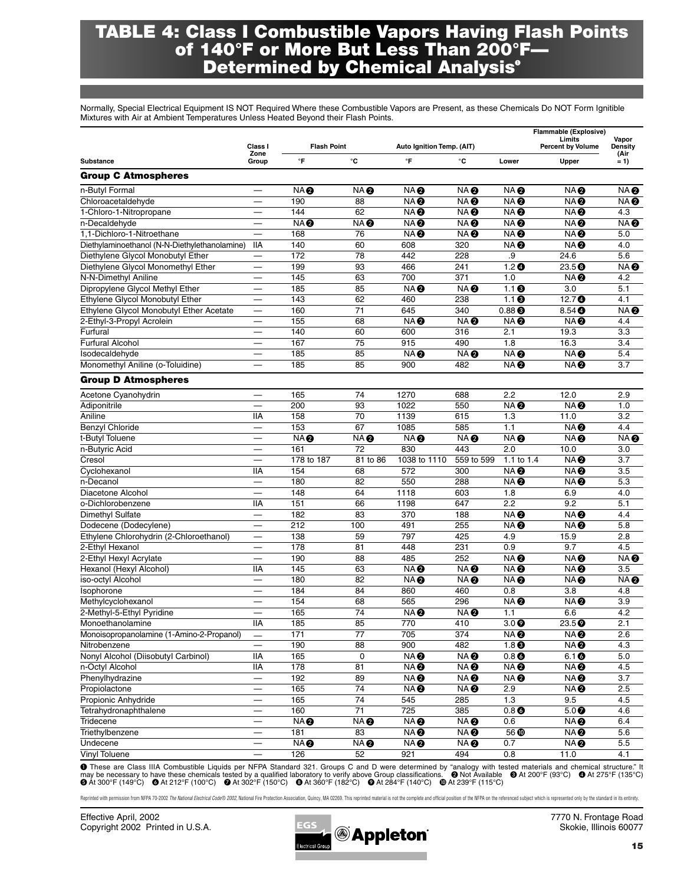# TABLE 4: Class I Combustible Vapors Having Flash Points of 140°F or More But Less Than 200°F—Determined by Chemical Analysis❶

Normally, Special Electrical Equipment IS NOT Required Where these Combustible Vapors are Present, as these Chemicals Do NOT Form Ignitible Mixtures with Air at Ambient Temperatures Unless Heated Beyond their Flash Points.

| Substance | Class I Zone Group | Flash Point | | Auto Ignition Temp. (AIT) | | Flammable (Explosive) Limits Percent by Volume | | Vapor Density (Air = 1) |
|---|---|---|---|---|---|---|---|---|
| | | °F | °C | °F | °C | Lower | Upper | |
| **Group C Atmospheres** | | | | | | | | |
| n-Butyl Formal | — | NA❷ | NA❷ | NA❷ | NA❷ | NA❷ | NA❷ | NA❷ |
| Chloroacetaldehyde | — | 190 | 88 | NA❷ | NA❷ | NA❷ | NA❷ | NA❷ |
| 1-Chloro-1-Nitropropane | — | 144 | 62 | NA❷ | NA❷ | NA❷ | NA❷ | 4.3 |
| n-Decaldehyde | — | NA❷ | NA❷ | NA❷ | NA❷ | NA❷ | NA❷ | NA❷ |
| 1,1-Dichloro-1-Nitroethane | — | 168 | 76 | NA❷ | NA❷ | NA❷ | NA❷ | 5.0 |
| Diethylaminoethanol (N-N-Diethylethanolamine) | IIA | 140 | 60 | 608 | 320 | NA❷ | NA❷ | 4.0 |
| Diethylene Glycol Monobutyl Ether | — | 172 | 78 | 442 | 228 | .9 | 24.6 | 5.6 |
| Diethylene Glycol Monomethyl Ether | — | 199 | 93 | 466 | 241 | 1.2❹ | 23.5❽ | NA❷ |
| N-N-Dimethyl Aniline | — | 145 | 63 | 700 | 371 | 1.0 | NA❷ | 4.2 |
| Dipropylene Glycol Methyl Ether | — | 185 | 85 | NA❷ | NA❷ | 1.1❸ | 3.0 | 5.1 |
| Ethylene Glycol Monobutyl Ether | — | 143 | 62 | 460 | 238 | 1.1❸ | 12.7❹ | 4.1 |
| Ethylene Glycol Monobutyl Ether Acetate | — | 160 | 71 | 645 | 340 | 0.88❸ | 8.54❹ | NA❷ |
| 2-Ethyl-3-Propyl Acrolein | — | 155 | 68 | NA❷ | NA❷ | NA❷ | NA❷ | 4.4 |
| Furfural | — | 140 | 60 | 600 | 316 | 2.1 | 19.3 | 3.3 |
| Furfural Alcohol | — | 167 | 75 | 915 | 490 | 1.8 | 16.3 | 3.4 |
| Isodecaldehyde | — | 185 | 85 | NA❷ | NA❷ | NA❷ | NA❷ | 5.4 |
| Monomethyl Aniline (o-Toluidine) | — | 185 | 85 | 900 | 482 | NA❷ | NA❷ | 3.7 |
| **Group D Atmospheres** | | | | | | | | |
| Acetone Cyanohydrin | — | 165 | 74 | 1270 | 688 | 2.2 | 12.0 | 2.9 |
| Adiponitrile | — | 200 | 93 | 1022 | 550 | NA❷ | NA❷ | 1.0 |
| Aniline | IIA | 158 | 70 | 1139 | 615 | 1.3 | 11.0 | 3.2 |
| Benzyl Chloride | — | 153 | 67 | 1085 | 585 | 1.1 | NA❷ | 4.4 |
| t-Butyl Toluene | — | NA❷ | NA❷ | NA❷ | NA❷ | NA❷ | NA❷ | NA❷ |
| n-Butyric Acid | — | 161 | 72 | 830 | 443 | 2.0 | 10.0 | 3.0 |
| Cresol | — | 178 to 187 | 81 to 86 | 1038 to 1110 | 559 to 599 | 1.1 to 1.4 | NA❷ | 3.7 |
| Cyclohexanol | IIA | 154 | 68 | 572 | 300 | NA❷ | NA❷ | 3.5 |
| n-Decanol | — | 180 | 82 | 550 | 288 | NA❷ | NA❷ | 5.3 |
| Diacetone Alcohol | — | 148 | 64 | 1118 | 603 | 1.8 | 6.9 | 4.0 |
| o-Dichlorobenzene | IIA | 151 | 66 | 1198 | 647 | 2.2 | 9.2 | 5.1 |
| Dimethyl Sulfate | — | 182 | 83 | 370 | 188 | NA❷ | NA❷ | 4.4 |
| Dodecene (Dodecylene) | — | 212 | 100 | 491 | 255 | NA❷ | NA❷ | 5.8 |
| Ethylene Chlorohydrin (2-Chloroethanol) | — | 138 | 59 | 797 | 425 | 4.9 | 15.9 | 2.8 |
| 2-Ethyl Hexanol | — | 178 | 81 | 448 | 231 | 0.9 | 9.7 | 4.5 |
| 2-Ethyl Hexyl Acrylate | — | 190 | 88 | 485 | 252 | NA❷ | NA❷ | NA❷ |
| Hexanol (Hexyl Alcohol) | IIA | 145 | 63 | NA❷ | NA❷ | NA❷ | NA❷ | 3.5 |
| iso-octyl Alcohol | — | 180 | 82 | NA❷ | NA❷ | NA❷ | NA❷ | NA❷ |
| Isophorone | — | 184 | 84 | 860 | 460 | 0.8 | 3.8 | 4.8 |
| Methylcyclohexanol | — | 154 | 68 | 565 | 296 | NA❷ | NA❷ | 3.9 |
| 2-Methyl-5-Ethyl Pyridine | — | 165 | 74 | NA❷ | NA❷ | 1.1 | 6.6 | 4.2 |
| Monoethanolamine | IIA | 185 | 85 | 770 | 410 | 3.0❾ | 23.5❾ | 2.1 |
| Monoisopropanolamine (1-Amino-2-Propanol) | — | 171 | 77 | 705 | 374 | NA❷ | NA❷ | 2.6 |
| Nitrobenzene | — | 190 | 88 | 900 | 482 | 1.8❸ | NA❷ | 4.3 |
| Nonyl Alcohol (Diisobutyl Carbinol) | IIA | 165 | 0 | NA❷ | NA❷ | 0.8❻ | 6.1❻ | 5.0 |
| n-Octyl Alcohol | IIA | 178 | 81 | NA❷ | NA❷ | NA❷ | NA❷ | 4.5 |
| Phenylhydrazine | — | 192 | 89 | NA❷ | NA❷ | NA❷ | NA❷ | 3.7 |
| Propiolactone | — | 165 | 74 | NA❷ | NA❷ | 2.9 | NA❷ | 2.5 |
| Propionic Anhydride | — | 165 | 74 | 545 | 285 | 1.3 | 9.5 | 4.5 |
| Tetrahydronaphthalene | — | 160 | 71 | 725 | 385 | 0.8❻ | 5.0❼ | 4.6 |
| Tridecene | — | NA❷ | NA❷ | NA❷ | NA❷ | 0.6 | NA❷ | 6.4 |
| Triethylbenzene | — | 181 | 83 | NA❷ | NA❷ | 56❿ | NA❷ | 5.6 |
| Undecene | — | NA❷ | NA❷ | NA❷ | NA❷ | 0.7 | NA❷ | 5.5 |
| Vinyl Toluene | — | 126 | 52 | 921 | 494 | 0.8 | 11.0 | 4.1 |

❶ These are Class IIIA Combustible Liquids per NFPA Standard 321. Groups C and D were determined by "analogy with tested materials and chemical structure." It may be necessary to have these chemicals tested by a qualified laboratory to verify above Group classifications. ❷ Not Available ❸ At 200°F (93°C) ❹ At 275°F (135°C) ❺ At 300°F (149°C) ❻ At 212°F (100°C) ❼ At 302°F (150°C) ❽ At 360°F (182°C) ❾ At 284°F (140°C) ❿ At 239°F (115°C)

Reprinted with permission from NFPA 70-2002 *The National Electrical Code® 2002*, National Fire Protection Association, Quincy, MA 02269. This reprinted material is not the complete and official position of the NFPA on the referenced subject which is represented only by the standard in its entirety.

Effective April, 2002
Copyright 2002 Printed in U.S.A.

EGS Electrical Group Appleton

7770 N. Frontage Road
Skokie, Illinois 60077